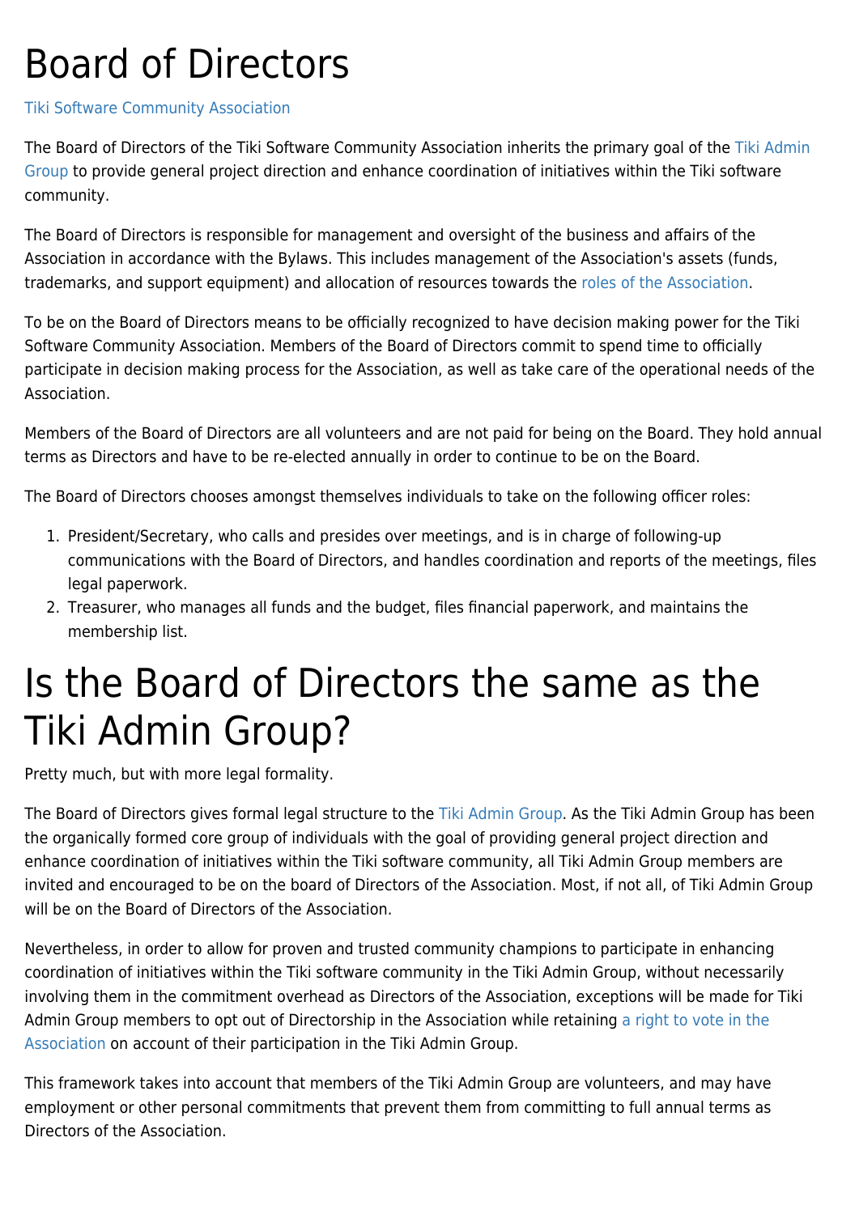# Board of Directors

Tiki Software Community Association

The Board of Directors of the Tiki Software Community Association inherits the primary goal of the Tiki Admin Group to provide general project direction and enhance coordination of initiatives within the Tiki software community.

The Board of Directors is responsible for management and oversight of the business and affairs of the Association in accordance with the Bylaws. This includes management of the Association's assets (funds, trademarks, and support equipment) and allocation of resources towards the roles of the Association.

To be on the Board of Directors means to be officially recognized to have decision making power for the Tiki Software Community Association. Members of the Board of Directors commit to spend time to officially participate in decision making process for the Association, as well as take care of the operational needs of the Association.

Members of the Board of Directors are all volunteers and are not paid for being on the Board. They hold annual terms as Directors and have to be re-elected annually in order to continue to be on the Board.

The Board of Directors chooses amongst themselves individuals to take on the following officer roles:

1. President/Secretary, who calls and presides over meetings, and is in charge of following-up communications with the Board of Directors, and handles coordination and reports of the meetings, files legal paperwork.
2. Treasurer, who manages all funds and the budget, files financial paperwork, and maintains the membership list.

# Is the Board of Directors the same as the Tiki Admin Group?

Pretty much, but with more legal formality.

The Board of Directors gives formal legal structure to the Tiki Admin Group. As the Tiki Admin Group has been the organically formed core group of individuals with the goal of providing general project direction and enhance coordination of initiatives within the Tiki software community, all Tiki Admin Group members are invited and encouraged to be on the board of Directors of the Association. Most, if not all, of Tiki Admin Group will be on the Board of Directors of the Association.

Nevertheless, in order to allow for proven and trusted community champions to participate in enhancing coordination of initiatives within the Tiki software community in the Tiki Admin Group, without necessarily involving them in the commitment overhead as Directors of the Association, exceptions will be made for Tiki Admin Group members to opt out of Directorship in the Association while retaining a right to vote in the Association on account of their participation in the Tiki Admin Group.

This framework takes into account that members of the Tiki Admin Group are volunteers, and may have employment or other personal commitments that prevent them from committing to full annual terms as Directors of the Association.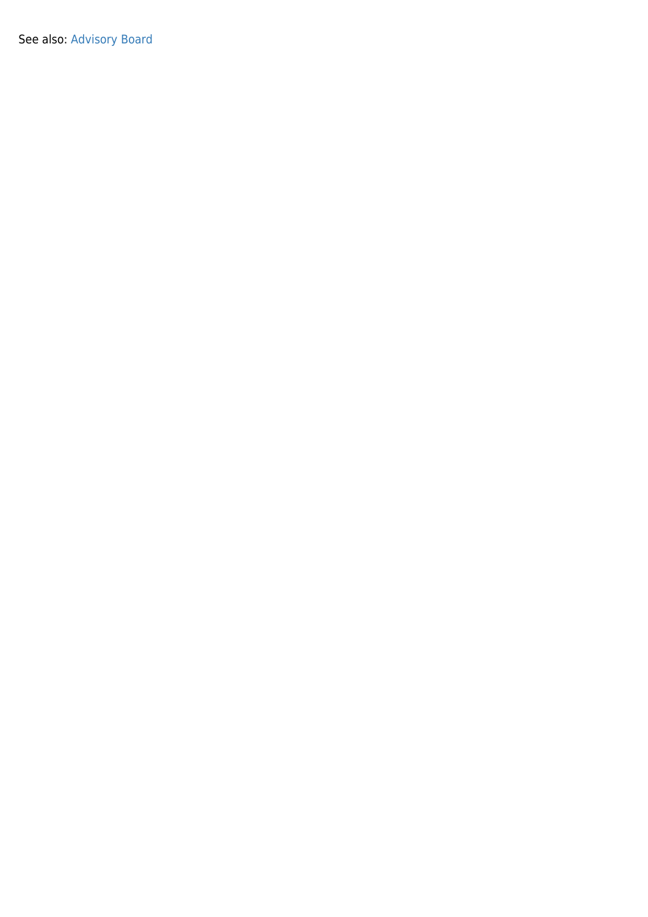See also: [Advisory Board]